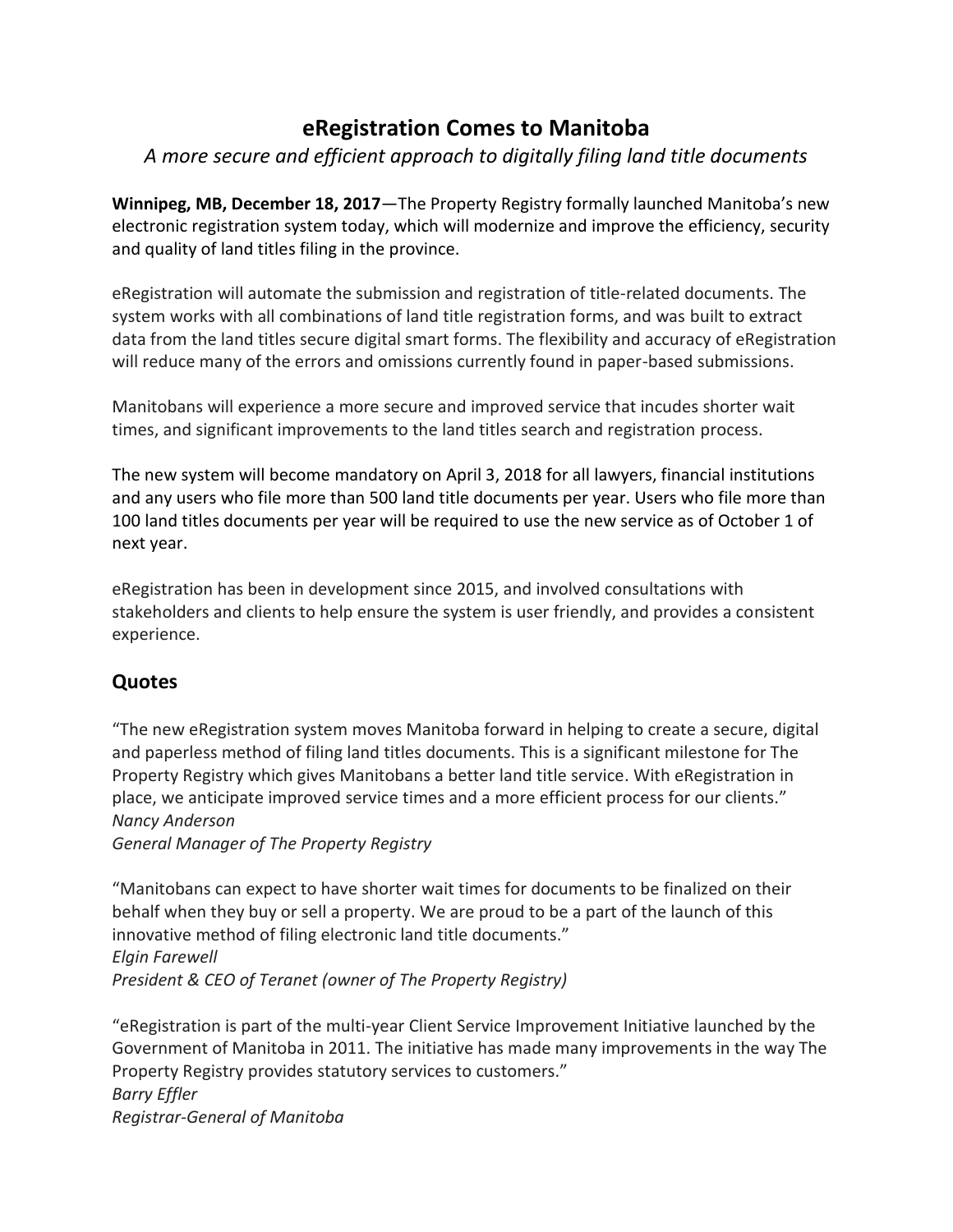# eRegistration Comes to Manitoba

*A more secure and efficient approach to digitally filing land title documents*

**Winnipeg, MB, December 18, 2017**—The Property Registry formally launched Manitoba's new electronic registration system today, which will modernize and improve the efficiency, security and quality of land titles filing in the province.

eRegistration will automate the submission and registration of title-related documents. The system works with all combinations of land title registration forms, and was built to extract data from the land titles secure digital smart forms. The flexibility and accuracy of eRegistration will reduce many of the errors and omissions currently found in paper-based submissions.

Manitobans will experience a more secure and improved service that incudes shorter wait times, and significant improvements to the land titles search and registration process.

The new system will become mandatory on April 3, 2018 for all lawyers, financial institutions and any users who file more than 500 land title documents per year. Users who file more than 100 land titles documents per year will be required to use the new service as of October 1 of next year.

eRegistration has been in development since 2015, and involved consultations with stakeholders and clients to help ensure the system is user friendly, and provides a consistent experience.

## Quotes

"The new eRegistration system moves Manitoba forward in helping to create a secure, digital and paperless method of filing land titles documents. This is a significant milestone for The Property Registry which gives Manitobans a better land title service. With eRegistration in place, we anticipate improved service times and a more efficient process for our clients."
*Nancy Anderson*
*General Manager of The Property Registry*

"Manitobans can expect to have shorter wait times for documents to be finalized on their behalf when they buy or sell a property. We are proud to be a part of the launch of this innovative method of filing electronic land title documents."
*Elgin Farewell*
*President & CEO of Teranet (owner of The Property Registry)*

"eRegistration is part of the multi-year Client Service Improvement Initiative launched by the Government of Manitoba in 2011. The initiative has made many improvements in the way The Property Registry provides statutory services to customers."
*Barry Effler*
*Registrar-General of Manitoba*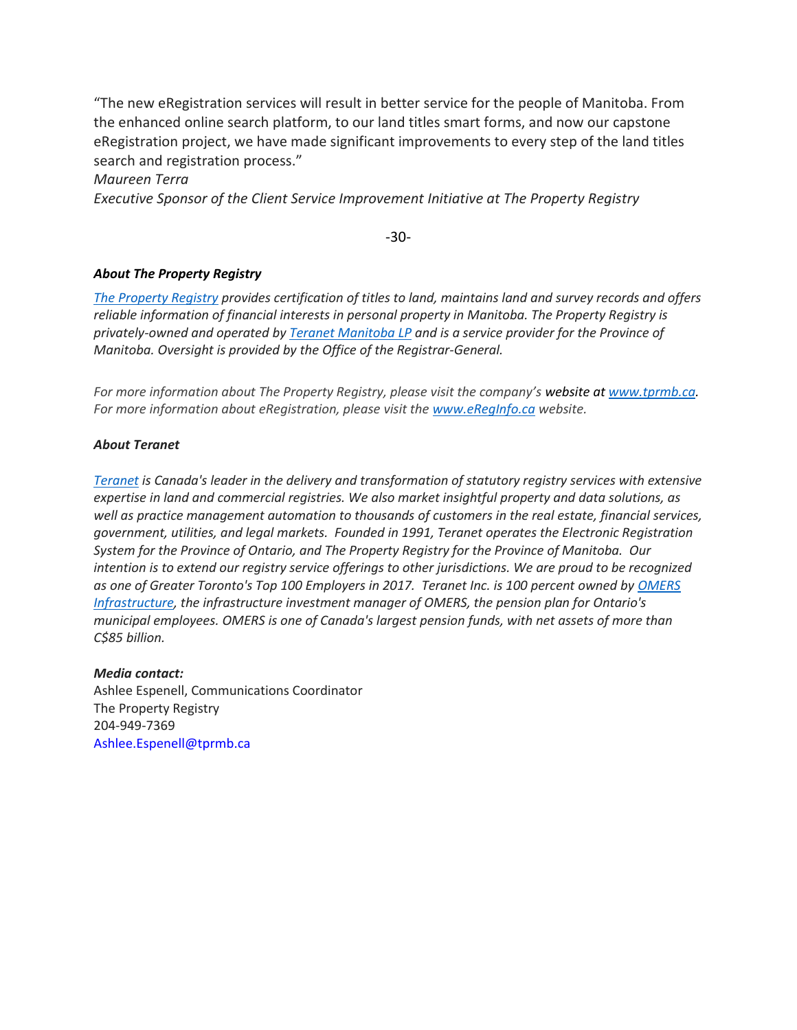"The new eRegistration services will result in better service for the people of Manitoba. From the enhanced online search platform, to our land titles smart forms, and now our capstone eRegistration project, we have made significant improvements to every step of the land titles search and registration process."
*Maureen Terra*
*Executive Sponsor of the Client Service Improvement Initiative at The Property Registry*

-30-

***About The Property Registry***

*The Property Registry provides certification of titles to land, maintains land and survey records and offers reliable information of financial interests in personal property in Manitoba. The Property Registry is privately-owned and operated by Teranet Manitoba LP and is a service provider for the Province of Manitoba. Oversight is provided by the Office of the Registrar-General.*

*For more information about The Property Registry, please visit the company's website at www.tprmb.ca. For more information about eRegistration, please visit the www.eRegInfo.ca website.*

***About Teranet***

*Teranet is Canada's leader in the delivery and transformation of statutory registry services with extensive expertise in land and commercial registries. We also market insightful property and data solutions, as well as practice management automation to thousands of customers in the real estate, financial services, government, utilities, and legal markets. Founded in 1991, Teranet operates the Electronic Registration System for the Province of Ontario, and The Property Registry for the Province of Manitoba. Our intention is to extend our registry service offerings to other jurisdictions. We are proud to be recognized as one of Greater Toronto's Top 100 Employers in 2017. Teranet Inc. is 100 percent owned by OMERS Infrastructure, the infrastructure investment manager of OMERS, the pension plan for Ontario's municipal employees. OMERS is one of Canada's largest pension funds, with net assets of more than C$85 billion.*

***Media contact:***
Ashlee Espenell, Communications Coordinator
The Property Registry
204-949-7369
Ashlee.Espenell@tprmb.ca